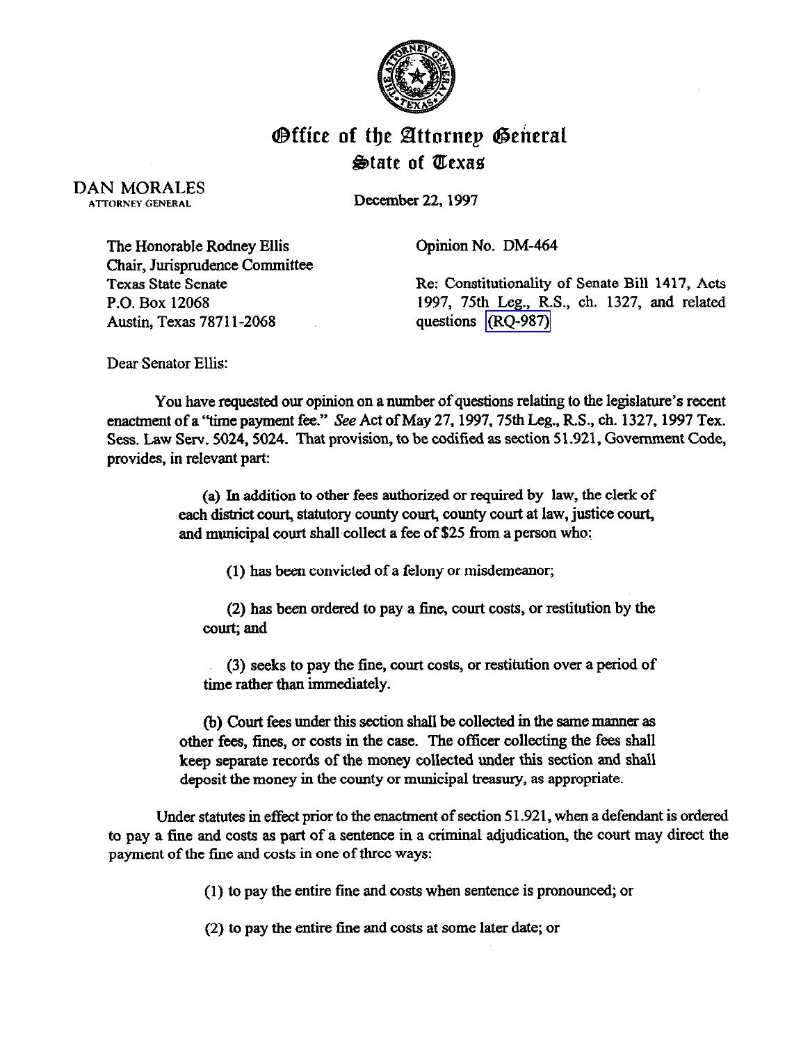# Office of the Attorney General
## State of Texas

DAN MORALES
ATTORNEY GENERAL

December 22, 1997

The Honorable Rodney Ellis
Chair, Jurisprudence Committee
Texas State Senate
P.O. Box 12068
Austin, Texas 78711-2068

Opinion No. DM-464

Re: Constitutionality of Senate Bill 1417, Acts 1997, 75th Leg., R.S., ch. 1327, and related questions (RQ-987)

Dear Senator Ellis:

You have requested our opinion on a number of questions relating to the legislature's recent enactment of a "time payment fee." *See* Act of May 27, 1997, 75th Leg., R.S., ch. 1327, 1997 Tex. Sess. Law Serv. 5024, 5024. That provision, to be codified as section 51.921, Government Code, provides, in relevant part:

> (a) In addition to other fees authorized or required by law, the clerk of each district court, statutory county court, county court at law, justice court, and municipal court shall collect a fee of $25 from a person who:
>
> (1) has been convicted of a felony or misdemeanor;
>
> (2) has been ordered to pay a fine, court costs, or restitution by the court; and
>
> (3) seeks to pay the fine, court costs, or restitution over a period of time rather than immediately.
>
> (b) Court fees under this section shall be collected in the same manner as other fees, fines, or costs in the case. The officer collecting the fees shall keep separate records of the money collected under this section and shall deposit the money in the county or municipal treasury, as appropriate.

Under statutes in effect prior to the enactment of section 51.921, when a defendant is ordered to pay a fine and costs as part of a sentence in a criminal adjudication, the court may direct the payment of the fine and costs in one of three ways:

> (1) to pay the entire fine and costs when sentence is pronounced; or
>
> (2) to pay the entire fine and costs at some later date; or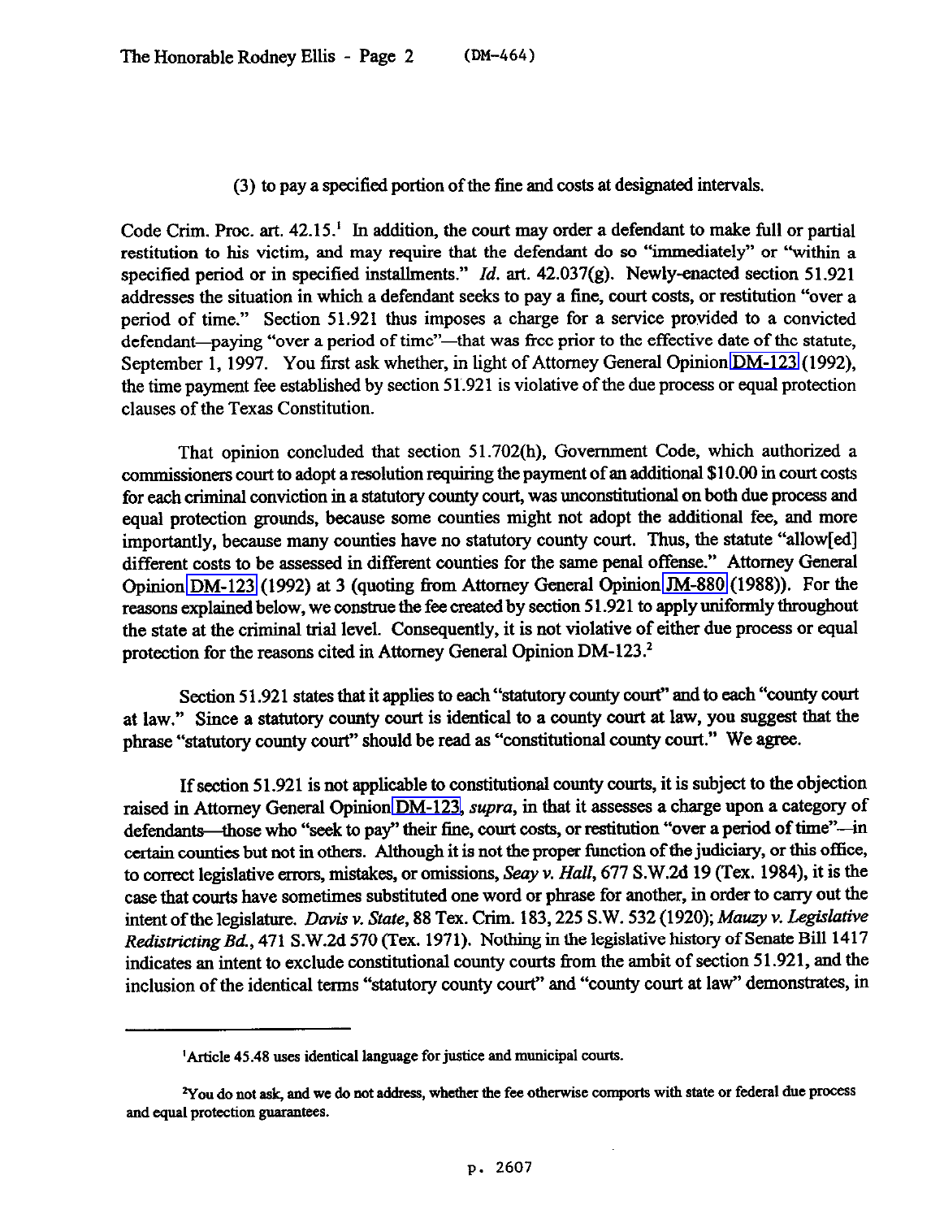(3) to pay a specified portion of the fine and costs at designated intervals.

Code Crim. Proc. art. 42.15.[1] In addition, the court may order a defendant to make full or partial restitution to his victim, and may require that the defendant do so "immediately" or "within a specified period or in specified installments." *Id.* art. 42.037(g). Newly-enacted section 51.921 addresses the situation in which a defendant seeks to pay a fine, court costs, or restitution "over a period of time." Section 51.921 thus imposes a charge for a service provided to a convicted defendant—paying "over a period of time"—that was free prior to the effective date of the statute, September 1, 1997. You first ask whether, in light of Attorney General Opinion DM-123 (1992), the time payment fee established by section 51.921 is violative of the due process or equal protection clauses of the Texas Constitution.

That opinion concluded that section 51.702(h), Government Code, which authorized a commissioners court to adopt a resolution requiring the payment of an additional $10.00 in court costs for each criminal conviction in a statutory county court, was unconstitutional on both due process and equal protection grounds, because some counties might not adopt the additional fee, and more importantly, because many counties have no statutory county court. Thus, the statute "allow[ed] different costs to be assessed in different counties for the same penal offense." Attorney General Opinion DM-123 (1992) at 3 (quoting from Attorney General Opinion JM-880 (1988)). For the reasons explained below, we construe the fee created by section 51.921 to apply uniformly throughout the state at the criminal trial level. Consequently, it is not violative of either due process or equal protection for the reasons cited in Attorney General Opinion DM-123.[2]

Section 51.921 states that it applies to each "statutory county court" and to each "county court at law." Since a statutory county court is identical to a county court at law, you suggest that the phrase "statutory county court" should be read as "constitutional county court." We agree.

If section 51.921 is not applicable to constitutional county courts, it is subject to the objection raised in Attorney General Opinion DM-123, *supra*, in that it assesses a charge upon a category of defendants—those who "seek to pay" their fine, court costs, or restitution "over a period of time"—in certain counties but not in others. Although it is not the proper function of the judiciary, or this office, to correct legislative errors, mistakes, or omissions, *Seay v. Hall*, 677 S.W.2d 19 (Tex. 1984), it is the case that courts have sometimes substituted one word or phrase for another, in order to carry out the intent of the legislature. *Davis v. State*, 88 Tex. Crim. 183, 225 S.W. 532 (1920); *Mauzy v. Legislative Redistricting Bd.*, 471 S.W.2d 570 (Tex. 1971). Nothing in the legislative history of Senate Bill 1417 indicates an intent to exclude constitutional county courts from the ambit of section 51.921, and the inclusion of the identical terms "statutory county court" and "county court at law" demonstrates, in

---

[1] Article 45.48 uses identical language for justice and municipal courts.

[2] You do not ask, and we do not address, whether the fee otherwise comports with state or federal due process and equal protection guarantees.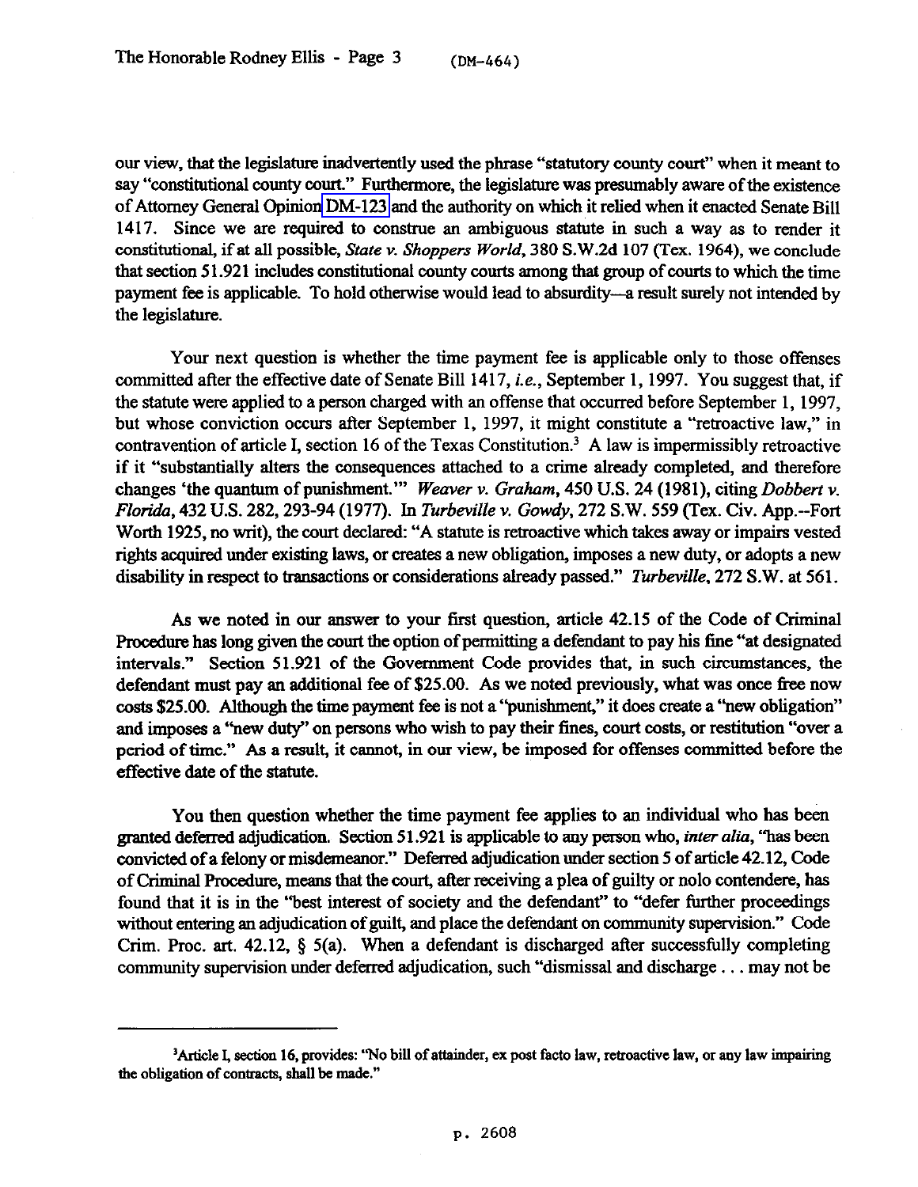our view, that the legislature inadvertently used the phrase "statutory county court" when it meant to say "constitutional county court." Furthermore, the legislature was presumably aware of the existence of Attorney General Opinion DM-123 and the authority on which it relied when it enacted Senate Bill 1417. Since we are required to construe an ambiguous statute in such a way as to render it constitutional, if at all possible, *State v. Shoppers World*, 380 S.W.2d 107 (Tex. 1964), we conclude that section 51.921 includes constitutional county courts among that group of courts to which the time payment fee is applicable. To hold otherwise would lead to absurdity—a result surely not intended by the legislature.

Your next question is whether the time payment fee is applicable only to those offenses committed after the effective date of Senate Bill 1417, *i.e.*, September 1, 1997. You suggest that, if the statute were applied to a person charged with an offense that occurred before September 1, 1997, but whose conviction occurs after September 1, 1997, it might constitute a "retroactive law," in contravention of article I, section 16 of the Texas Constitution.[3] A law is impermissibly retroactive if it "substantially alters the consequences attached to a crime already completed, and therefore changes 'the quantum of punishment.'" *Weaver v. Graham*, 450 U.S. 24 (1981), citing *Dobbert v. Florida*, 432 U.S. 282, 293-94 (1977). In *Turbeville v. Gowdy*, 272 S.W. 559 (Tex. Civ. App.--Fort Worth 1925, no writ), the court declared: "A statute is retroactive which takes away or impairs vested rights acquired under existing laws, or creates a new obligation, imposes a new duty, or adopts a new disability in respect to transactions or considerations already passed." *Turbeville*, 272 S.W. at 561.

As we noted in our answer to your first question, article 42.15 of the Code of Criminal Procedure has long given the court the option of permitting a defendant to pay his fine "at designated intervals." Section 51.921 of the Government Code provides that, in such circumstances, the defendant must pay an additional fee of $25.00. As we noted previously, what was once free now costs $25.00. Although the time payment fee is not a "punishment," it does create a "new obligation" and imposes a "new duty" on persons who wish to pay their fines, court costs, or restitution "over a period of time." As a result, it cannot, in our view, be imposed for offenses committed before the effective date of the statute.

You then question whether the time payment fee applies to an individual who has been granted deferred adjudication. Section 51.921 is applicable to any person who, *inter alia*, "has been convicted of a felony or misdemeanor." Deferred adjudication under section 5 of article 42.12, Code of Criminal Procedure, means that the court, after receiving a plea of guilty or nolo contendere, has found that it is in the "best interest of society and the defendant" to "defer further proceedings without entering an adjudication of guilt, and place the defendant on community supervision." Code Crim. Proc. art. 42.12, § 5(a). When a defendant is discharged after successfully completing community supervision under deferred adjudication, such "dismissal and discharge . . . may not be

---

[3]Article I, section 16, provides: "No bill of attainder, ex post facto law, retroactive law, or any law impairing the obligation of contracts, shall be made."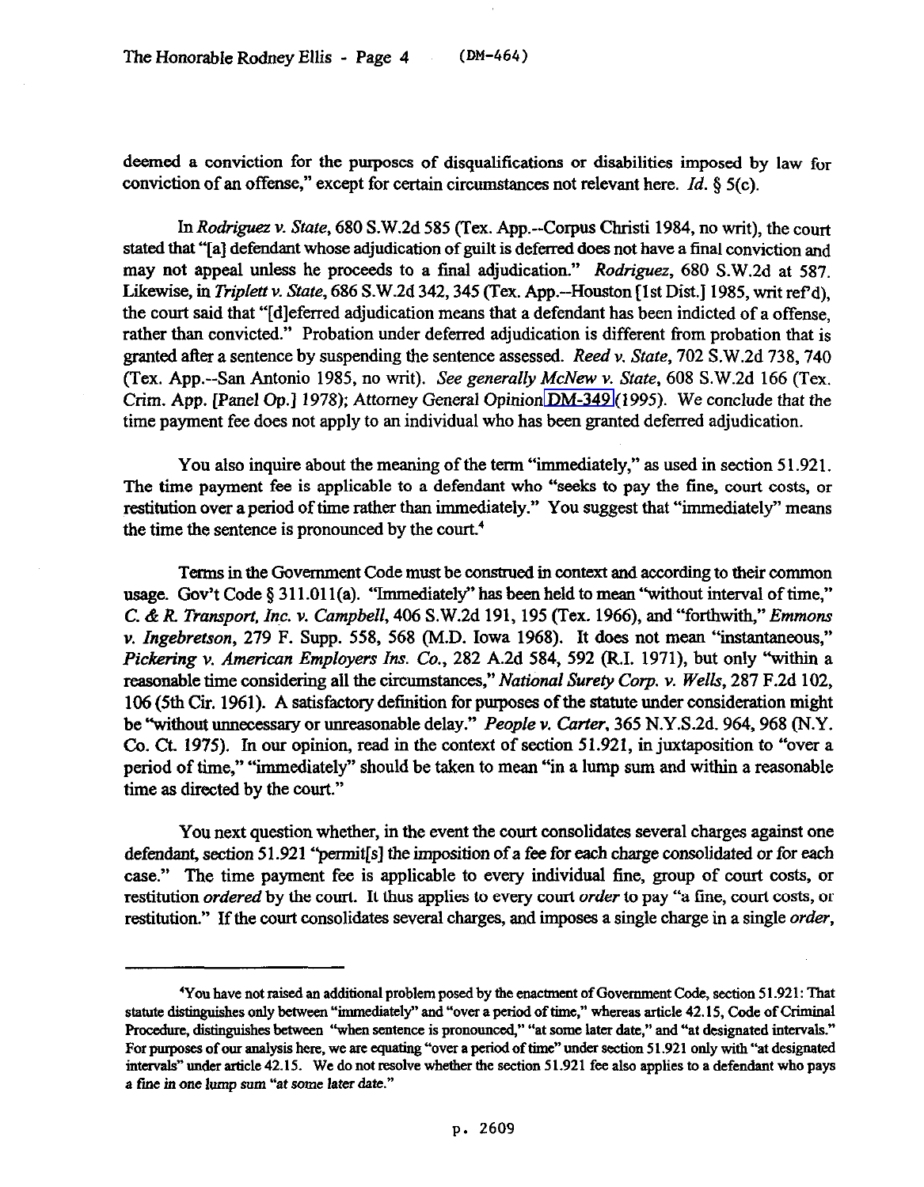deemed a conviction for the purposes of disqualifications or disabilities imposed by law for conviction of an offense," except for certain circumstances not relevant here. *Id.* § 5(c).

In *Rodriguez v. State*, 680 S.W.2d 585 (Tex. App.--Corpus Christi 1984, no writ), the court stated that "[a] defendant whose adjudication of guilt is deferred does not have a final conviction and may not appeal unless he proceeds to a final adjudication." *Rodriguez*, 680 S.W.2d at 587. Likewise, in *Triplett v. State*, 686 S.W.2d 342, 345 (Tex. App.--Houston [1st Dist.] 1985, writ ref'd), the court said that "[d]eferred adjudication means that a defendant has been indicted of a offense, rather than convicted." Probation under deferred adjudication is different from probation that is granted after a sentence by suspending the sentence assessed. *Reed v. State*, 702 S.W.2d 738, 740 (Tex. App.--San Antonio 1985, no writ). *See generally McNew v. State*, 608 S.W.2d 166 (Tex. Crim. App. [Panel Op.] 1978); Attorney General Opinion DM-349 (1995). We conclude that the time payment fee does not apply to an individual who has been granted deferred adjudication.

You also inquire about the meaning of the term "immediately," as used in section 51.921. The time payment fee is applicable to a defendant who "seeks to pay the fine, court costs, or restitution over a period of time rather than immediately." You suggest that "immediately" means the time the sentence is pronounced by the court.[4]

Terms in the Government Code must be construed in context and according to their common usage. Gov't Code § 311.011(a). "Immediately" has been held to mean "without interval of time," *C. & R. Transport, Inc. v. Campbell*, 406 S.W.2d 191, 195 (Tex. 1966), and "forthwith," *Emmons v. Ingebretson*, 279 F. Supp. 558, 568 (M.D. Iowa 1968). It does not mean "instantaneous," *Pickering v. American Employers Ins. Co.*, 282 A.2d 584, 592 (R.I. 1971), but only "within a reasonable time considering all the circumstances," *National Surety Corp. v. Wells*, 287 F.2d 102, 106 (5th Cir. 1961). A satisfactory definition for purposes of the statute under consideration might be "without unnecessary or unreasonable delay." *People v. Carter*, 365 N.Y.S.2d. 964, 968 (N.Y. Co. Ct. 1975). In our opinion, read in the context of section 51.921, in juxtaposition to "over a period of time," "immediately" should be taken to mean "in a lump sum and within a reasonable time as directed by the court."

You next question whether, in the event the court consolidates several charges against one defendant, section 51.921 "permit[s] the imposition of a fee for each charge consolidated or for each case." The time payment fee is applicable to every individual fine, group of court costs, or restitution *ordered* by the court. It thus applies to every court *order* to pay "a fine, court costs, or restitution." If the court consolidates several charges, and imposes a single charge in a single *order*,

---

[4] You have not raised an additional problem posed by the enactment of Government Code, section 51.921: That statute distinguishes only between "immediately" and "over a period of time," whereas article 42.15, Code of Criminal Procedure, distinguishes between "when sentence is pronounced," "at some later date," and "at designated intervals." For purposes of our analysis here, we are equating "over a period of time" under section 51.921 only with "at designated intervals" under article 42.15. We do not resolve whether the section 51.921 fee also applies to a defendant who pays a fine in one lump sum "at some later date."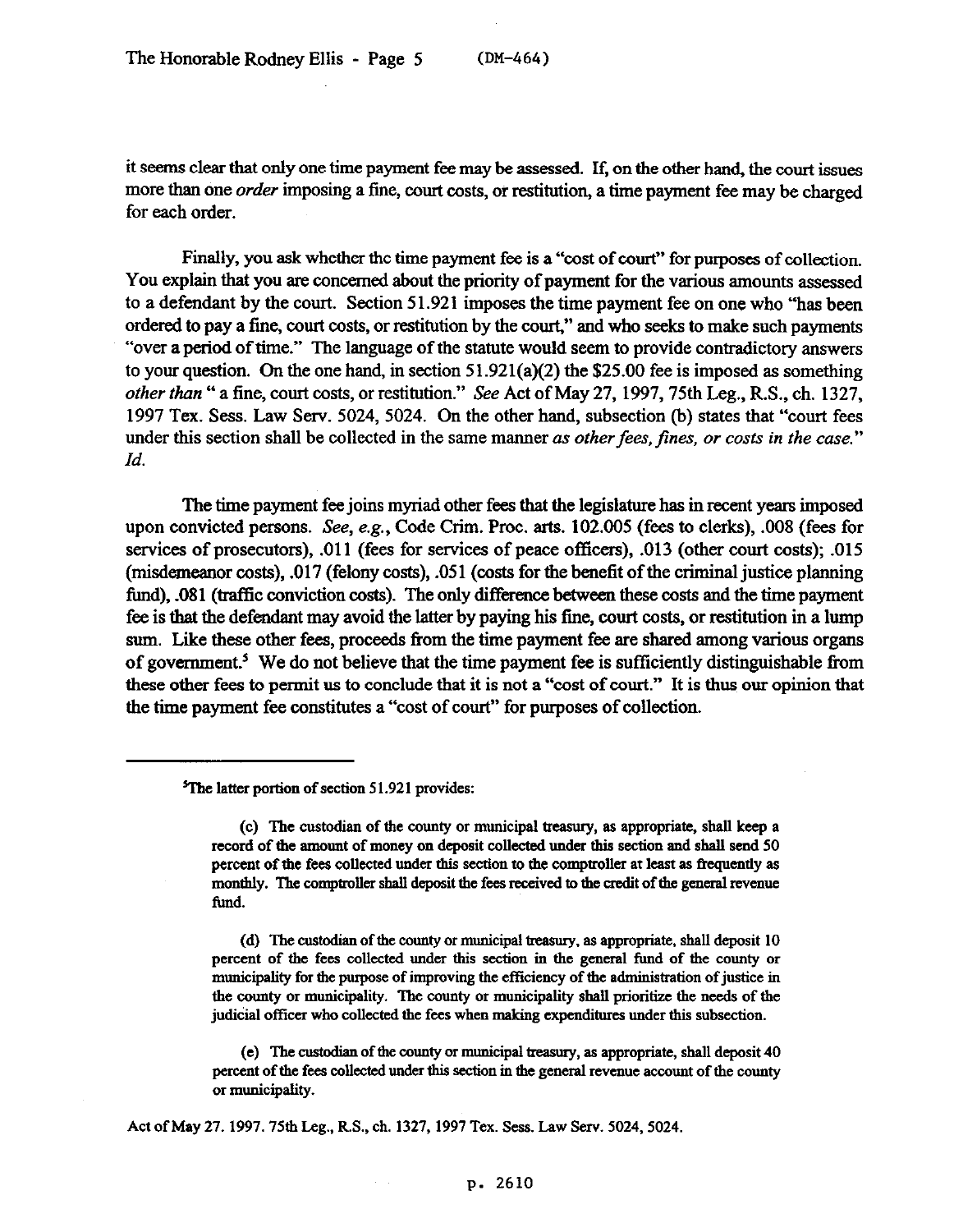it seems clear that only one time payment fee may be assessed. If, on the other hand, the court issues more than one *order* imposing a fine, court costs, or restitution, a time payment fee may be charged for each order.

Finally, you ask whether the time payment fee is a "cost of court" for purposes of collection. You explain that you are concerned about the priority of payment for the various amounts assessed to a defendant by the court. Section 51.921 imposes the time payment fee on one who "has been ordered to pay a fine, court costs, or restitution by the court," and who seeks to make such payments "over a period of time." The language of the statute would seem to provide contradictory answers to your question. On the one hand, in section 51.921(a)(2) the $25.00 fee is imposed as something *other than* " a fine, court costs, or restitution." *See* Act of May 27, 1997, 75th Leg., R.S., ch. 1327, 1997 Tex. Sess. Law Serv. 5024, 5024. On the other hand, subsection (b) states that "court fees under this section shall be collected in the same manner *as other fees, fines, or costs in the case.*" *Id.*

The time payment fee joins myriad other fees that the legislature has in recent years imposed upon convicted persons. *See, e.g.*, Code Crim. Proc. arts. 102.005 (fees to clerks), .008 (fees for services of prosecutors), .011 (fees for services of peace officers), .013 (other court costs); .015 (misdemeanor costs), .017 (felony costs), .051 (costs for the benefit of the criminal justice planning fund), .081 (traffic conviction costs). The only difference between these costs and the time payment fee is that the defendant may avoid the latter by paying his fine, court costs, or restitution in a lump sum. Like these other fees, proceeds from the time payment fee are shared among various organs of government.[5] We do not believe that the time payment fee is sufficiently distinguishable from these other fees to permit us to conclude that it is not a "cost of court." It is thus our opinion that the time payment fee constitutes a "cost of court" for purposes of collection.

---

[5]The latter portion of section 51.921 provides:

> (c) The custodian of the county or municipal treasury, as appropriate, shall keep a record of the amount of money on deposit collected under this section and shall send 50 percent of the fees collected under this section to the comptroller at least as frequently as monthly. The comptroller shall deposit the fees received to the credit of the general revenue fund.
>
> (d) The custodian of the county or municipal treasury, as appropriate, shall deposit 10 percent of the fees collected under this section in the general fund of the county or municipality for the purpose of improving the efficiency of the administration of justice in the county or municipality. The county or municipality shall prioritize the needs of the judicial officer who collected the fees when making expenditures under this subsection.
>
> (e) The custodian of the county or municipal treasury, as appropriate, shall deposit 40 percent of the fees collected under this section in the general revenue account of the county or municipality.

Act of May 27. 1997. 75th Leg., R.S., ch. 1327, 1997 Tex. Sess. Law Serv. 5024, 5024.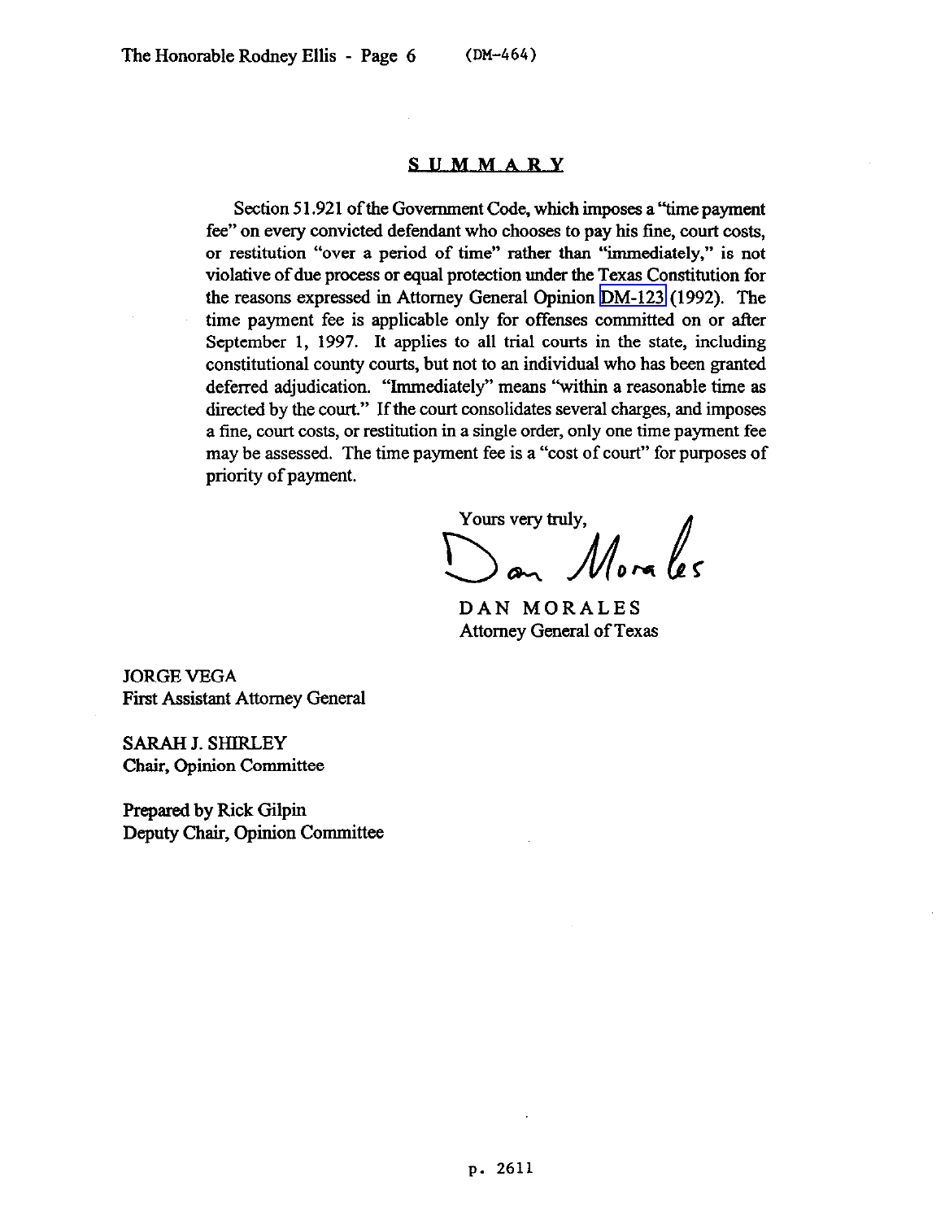## SUMMARY

Section 51.921 of the Government Code, which imposes a "time payment fee" on every convicted defendant who chooses to pay his fine, court costs, or restitution "over a period of time" rather than "immediately," is not violative of due process or equal protection under the Texas Constitution for the reasons expressed in Attorney General Opinion DM-123 (1992). The time payment fee is applicable only for offenses committed on or after September 1, 1997. It applies to all trial courts in the state, including constitutional county courts, but not to an individual who has been granted deferred adjudication. "Immediately" means "within a reasonable time as directed by the court." If the court consolidates several charges, and imposes a fine, court costs, or restitution in a single order, only one time payment fee may be assessed. The time payment fee is a "cost of court" for purposes of priority of payment.

Yours very truly,

Dan Morales

DAN MORALES
Attorney General of Texas

JORGE VEGA
First Assistant Attorney General

SARAH J. SHIRLEY
Chair, Opinion Committee

Prepared by Rick Gilpin
Deputy Chair, Opinion Committee